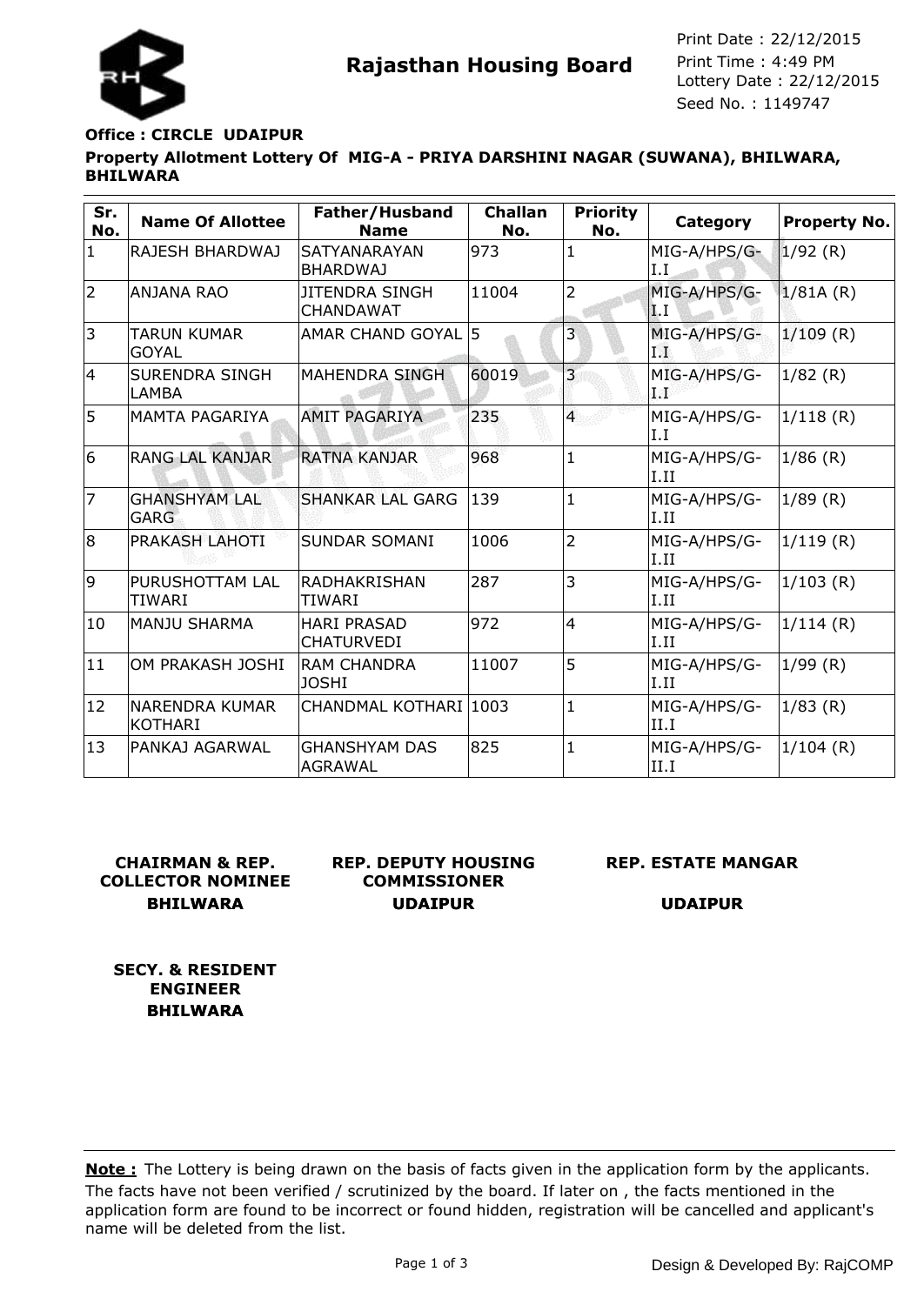# Rajasthan Housing Board

Print Date : 22/12/2015
Print Time : 4:49 PM
Lottery Date : 22/12/2015
Seed No. : 1149747

**Office : CIRCLE UDAIPUR**

**Property Allotment Lottery Of MIG-A - PRIYA DARSHINI NAGAR (SUWANA), BHILWARA, BHILWARA**

| Sr. No. | Name Of Allottee | Father/Husband Name | Challan No. | Priority No. | Category | Property No. |
|---|---|---|---|---|---|---|
| 1 | RAJESH BHARDWAJ | SATYANARAYAN BHARDWAJ | 973 | 1 | MIG-A/HPS/G-I.I | 1/92 (R) |
| 2 | ANJANA RAO | JITENDRA SINGH CHANDAWAT | 11004 | 2 | MIG-A/HPS/G-I.I | 1/81A (R) |
| 3 | TARUN KUMAR GOYAL | AMAR CHAND GOYAL | 5 | 3 | MIG-A/HPS/G-I.I | 1/109 (R) |
| 4 | SURENDRA SINGH LAMBA | MAHENDRA SINGH | 60019 | 3 | MIG-A/HPS/G-I.I | 1/82 (R) |
| 5 | MAMTA PAGARIYA | AMIT PAGARIYA | 235 | 4 | MIG-A/HPS/G-I.I | 1/118 (R) |
| 6 | RANG LAL KANJAR | RATNA KANJAR | 968 | 1 | MIG-A/HPS/G-I.II | 1/86 (R) |
| 7 | GHANSHYAM LAL GARG | SHANKAR LAL GARG | 139 | 1 | MIG-A/HPS/G-I.II | 1/89 (R) |
| 8 | PRAKASH LAHOTI | SUNDAR SOMANI | 1006 | 2 | MIG-A/HPS/G-I.II | 1/119 (R) |
| 9 | PURUSHOTTAM LAL TIWARI | RADHAKRISHAN TIWARI | 287 | 3 | MIG-A/HPS/G-I.II | 1/103 (R) |
| 10 | MANJU SHARMA | HARI PRASAD CHATURVEDI | 972 | 4 | MIG-A/HPS/G-I.II | 1/114 (R) |
| 11 | OM PRAKASH JOSHI | RAM CHANDRA JOSHI | 11007 | 5 | MIG-A/HPS/G-I.II | 1/99 (R) |
| 12 | NARENDRA KUMAR KOTHARI | CHANDMAL KOTHARI | 1003 | 1 | MIG-A/HPS/G-II.I | 1/83 (R) |
| 13 | PANKAJ AGARWAL | GHANSHYAM DAS AGRAWAL | 825 | 1 | MIG-A/HPS/G-II.I | 1/104 (R) |

**CHAIRMAN & REP. COLLECTOR NOMINEE**
**BHILWARA**

**REP. DEPUTY HOUSING COMMISSIONER**
**UDAIPUR**

**REP. ESTATE MANGAR**
**UDAIPUR**

**SECY. & RESIDENT ENGINEER**
**BHILWARA**

**Note :** The Lottery is being drawn on the basis of facts given in the application form by the applicants. The facts have not been verified / scrutinized by the board. If later on , the facts mentioned in the application form are found to be incorrect or found hidden, registration will be cancelled and applicant's name will be deleted from the list.

Design & Developed By: RajCOMP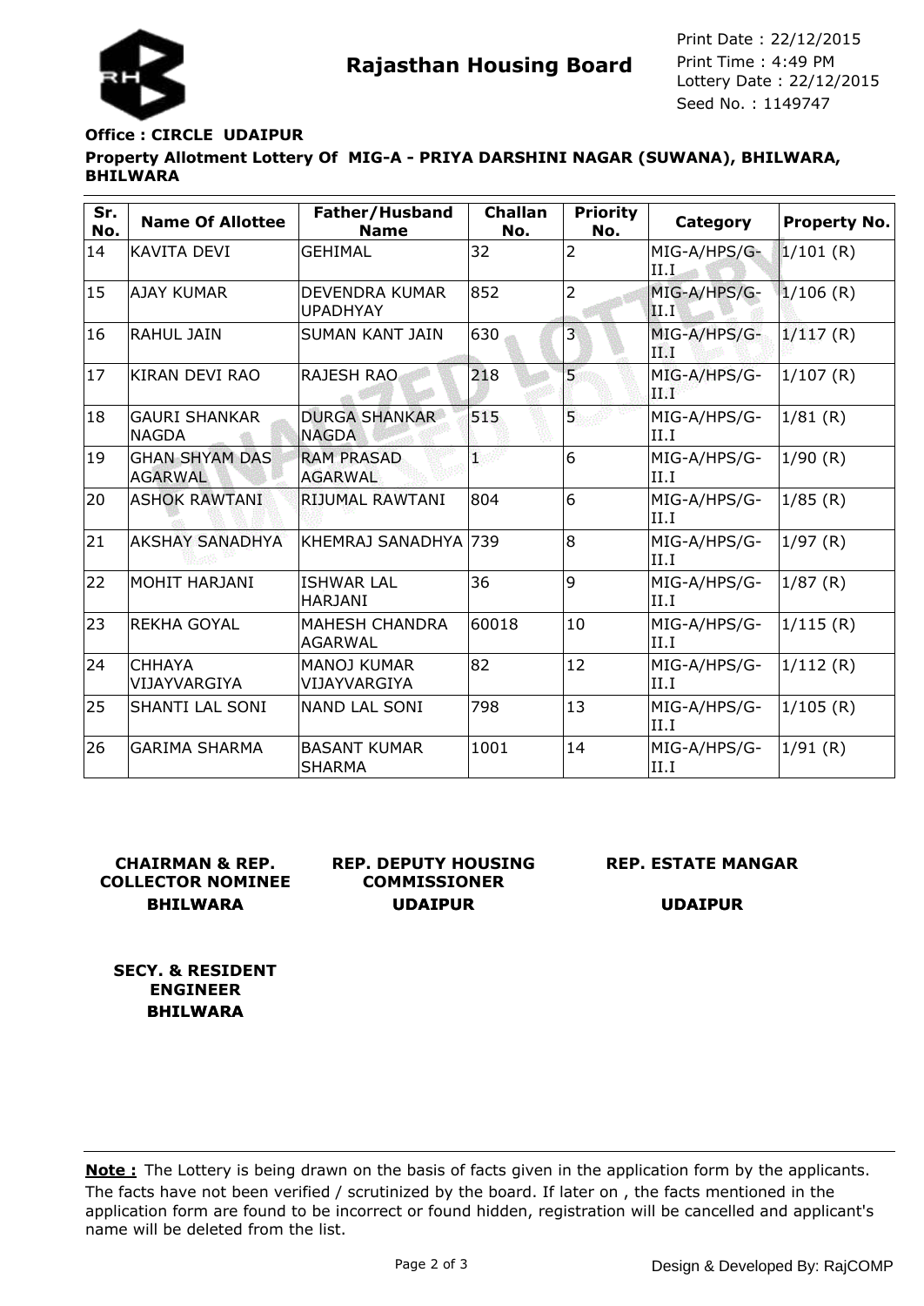**Rajasthan Housing Board**

Print Date : 22/12/2015
Print Time : 4:49 PM
Lottery Date : 22/12/2015
Seed No. : 1149747

**Office : CIRCLE UDAIPUR**

**Property Allotment Lottery Of MIG-A - PRIYA DARSHINI NAGAR (SUWANA), BHILWARA, BHILWARA**

| Sr. No. | Name Of Allottee | Father/Husband Name | Challan No. | Priority No. | Category | Property No. |
|---|---|---|---|---|---|---|
| 14 | KAVITA DEVI | GEHIMAL | 32 | 2 | MIG-A/HPS/G-II.I | 1/101 (R) |
| 15 | AJAY KUMAR | DEVENDRA KUMAR UPADHYAY | 852 | 2 | MIG-A/HPS/G-II.I | 1/106 (R) |
| 16 | RAHUL JAIN | SUMAN KANT JAIN | 630 | 3 | MIG-A/HPS/G-II.I | 1/117 (R) |
| 17 | KIRAN DEVI RAO | RAJESH RAO | 218 | 5 | MIG-A/HPS/G-II.I | 1/107 (R) |
| 18 | GAURI SHANKAR NAGDA | DURGA SHANKAR NAGDA | 515 | 5 | MIG-A/HPS/G-II.I | 1/81 (R) |
| 19 | GHAN SHYAM DAS AGARWAL | RAM PRASAD AGARWAL | 1 | 6 | MIG-A/HPS/G-II.I | 1/90 (R) |
| 20 | ASHOK RAWTANI | RIJUMAL RAWTANI | 804 | 6 | MIG-A/HPS/G-II.I | 1/85 (R) |
| 21 | AKSHAY SANADHYA | KHEMRAJ SANADHYA | 739 | 8 | MIG-A/HPS/G-II.I | 1/97 (R) |
| 22 | MOHIT HARJANI | ISHWAR LAL HARJANI | 36 | 9 | MIG-A/HPS/G-II.I | 1/87 (R) |
| 23 | REKHA GOYAL | MAHESH CHANDRA AGARWAL | 60018 | 10 | MIG-A/HPS/G-II.I | 1/115 (R) |
| 24 | CHHAYA VIJAYVARGIYA | MANOJ KUMAR VIJAYVARGIYA | 82 | 12 | MIG-A/HPS/G-II.I | 1/112 (R) |
| 25 | SHANTI LAL SONI | NAND LAL SONI | 798 | 13 | MIG-A/HPS/G-II.I | 1/105 (R) |
| 26 | GARIMA SHARMA | BASANT KUMAR SHARMA | 1001 | 14 | MIG-A/HPS/G-II.I | 1/91 (R) |

**CHAIRMAN & REP. COLLECTOR NOMINEE**
**BHILWARA**

**REP. DEPUTY HOUSING COMMISSIONER**
**UDAIPUR**

**REP. ESTATE MANGAR**
**UDAIPUR**

**SECY. & RESIDENT ENGINEER**
**BHILWARA**

**Note :** The Lottery is being drawn on the basis of facts given in the application form by the applicants. The facts have not been verified / scrutinized by the board. If later on , the facts mentioned in the application form are found to be incorrect or found hidden, registration will be cancelled and applicant's name will be deleted from the list.

Design & Developed By: RajCOMP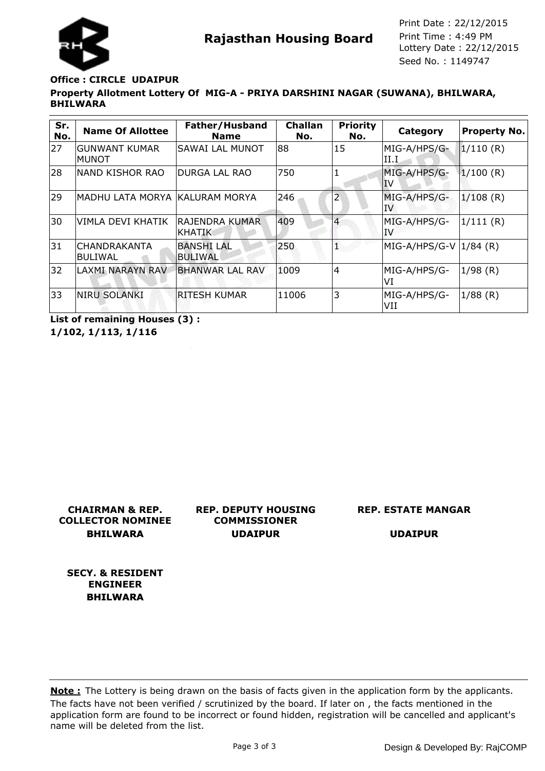**Rajasthan Housing Board**

Print Date : 22/12/2015
Print Time : 4:49 PM
Lottery Date : 22/12/2015
Seed No. : 1149747

**Office : CIRCLE UDAIPUR**

**Property Allotment Lottery Of MIG-A - PRIYA DARSHINI NAGAR (SUWANA), BHILWARA, BHILWARA**

| Sr. No. | Name Of Allottee | Father/Husband Name | Challan No. | Priority No. | Category | Property No. |
|---|---|---|---|---|---|---|
| 27 | GUNWANT KUMAR MUNOT | SAWAI LAL MUNOT | 88 | 15 | MIG-A/HPS/G-II.I | 1/110 (R) |
| 28 | NAND KISHOR RAO | DURGA LAL RAO | 750 | 1 | MIG-A/HPS/G-IV | 1/100 (R) |
| 29 | MADHU LATA MORYA | KALURAM MORYA | 246 | 2 | MIG-A/HPS/G-IV | 1/108 (R) |
| 30 | VIMLA DEVI KHATIK | RAJENDRA KUMAR KHATIK | 409 | 4 | MIG-A/HPS/G-IV | 1/111 (R) |
| 31 | CHANDRAKANTA BULIWAL | BANSHI LAL BULIWAL | 250 | 1 | MIG-A/HPS/G-V | 1/84 (R) |
| 32 | LAXMI NARAYN RAV | BHANWAR LAL RAV | 1009 | 4 | MIG-A/HPS/G-VI | 1/98 (R) |
| 33 | NIRU SOLANKI | RITESH KUMAR | 11006 | 3 | MIG-A/HPS/G-VII | 1/88 (R) |

**List of remaining Houses (3) :**
**1/102, 1/113, 1/116**

**CHAIRMAN & REP. COLLECTOR NOMINEE**
**BHILWARA**

**REP. DEPUTY HOUSING COMMISSIONER**
**UDAIPUR**

**REP. ESTATE MANGAR**
**UDAIPUR**

**SECY. & RESIDENT ENGINEER**
**BHILWARA**

**Note :** The Lottery is being drawn on the basis of facts given in the application form by the applicants. The facts have not been verified / scrutinized by the board. If later on , the facts mentioned in the application form are found to be incorrect or found hidden, registration will be cancelled and applicant's name will be deleted from the list.

Design & Developed By: RajCOMP